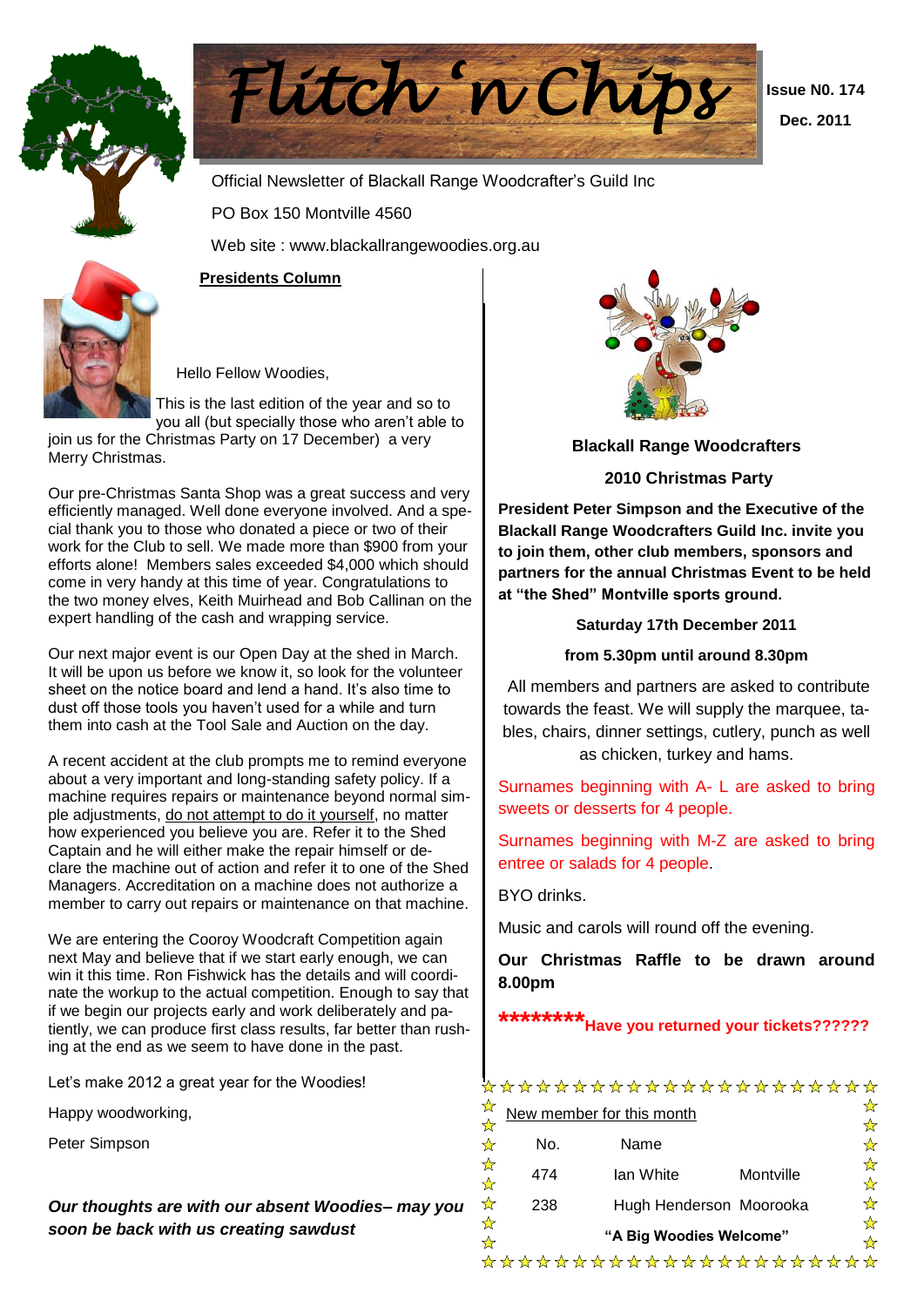# Flitch 'n Chips

**Issue N0. 174**

**Dec. 2011**

Official Newsletter of Blackall Range Woodcrafter's Guild Inc

PO Box 150 Montville 4560

Web site : www.blackallrangewoodies.org.au

## Presidents Column

Hello Fellow Woodies,

This is the last edition of the year and so to you all (but specially those who aren't able to join us for the Christmas Party on 17 December) a very Merry Christmas.

Our pre-Christmas Santa Shop was a great success and very efficiently managed. Well done everyone involved. And a special thank you to those who donated a piece or two of their work for the Club to sell. We made more than $900 from your efforts alone! Members sales exceeded $4,000 which should come in very handy at this time of year. Congratulations to the two money elves, Keith Muirhead and Bob Callinan on the expert handling of the cash and wrapping service.

Our next major event is our Open Day at the shed in March. It will be upon us before we know it, so look for the volunteer sheet on the notice board and lend a hand. It's also time to dust off those tools you haven't used for a while and turn them into cash at the Tool Sale and Auction on the day.

A recent accident at the club prompts me to remind everyone about a very important and long-standing safety policy. If a machine requires repairs or maintenance beyond normal simple adjustments, do not attempt to do it yourself, no matter how experienced you believe you are. Refer it to the Shed Captain and he will either make the repair himself or declare the machine out of action and refer it to one of the Shed Managers. Accreditation on a machine does not authorize a member to carry out repairs or maintenance on that machine.

We are entering the Cooroy Woodcraft Competition again next May and believe that if we start early enough, we can win it this time. Ron Fishwick has the details and will coordinate the workup to the actual competition. Enough to say that if we begin our projects early and work deliberately and patiently, we can produce first class results, far better than rushing at the end as we seem to have done in the past.

Let's make 2012 a great year for the Woodies!

Happy woodworking,

Peter Simpson

***Our thoughts are with our absent Woodies– may you soon be back with us creating sawdust***

**Blackall Range Woodcrafters**

**2010 Christmas Party**

**President Peter Simpson and the Executive of the Blackall Range Woodcrafters Guild Inc. invite you to join them, other club members, sponsors and partners for the annual Christmas Event to be held at "the Shed" Montville sports ground.**

**Saturday 17th December 2011**

**from 5.30pm until around 8.30pm**

All members and partners are asked to contribute towards the feast. We will supply the marquee, tables, chairs, dinner settings, cutlery, punch as well as chicken, turkey and hams.

Surnames beginning with A- L are asked to bring sweets or desserts for 4 people.

Surnames beginning with M-Z are asked to bring entree or salads for 4 people.

BYO drinks.

Music and carols will round off the evening.

**Our Christmas Raffle to be drawn around 8.00pm**

**********Have you returned your tickets??????**

New member for this month

| No. | Name | |
|---|---|---|
| 474 | Ian White | Montville |
| 238 | Hugh Henderson | Moorooka |

**"A Big Woodies Welcome"**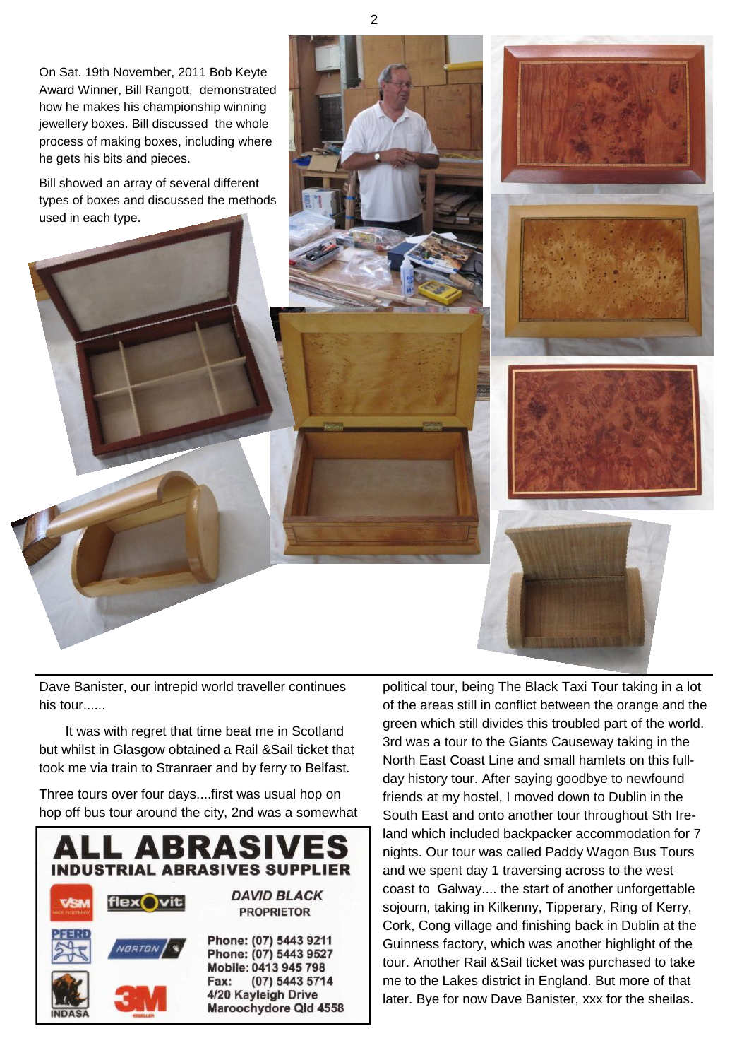On Sat. 19th November, 2011 Bob Keyte Award Winner, Bill Rangott, demonstrated how he makes his championship winning jewellery boxes. Bill discussed the whole process of making boxes, including where he gets his bits and pieces.

Bill showed an array of several different types of boxes and discussed the methods used in each type.

Dave Banister, our intrepid world traveller continues his tour......

It was with regret that time beat me in Scotland but whilst in Glasgow obtained a Rail &Sail ticket that took me via train to Stranraer and by ferry to Belfast.

Three tours over four days....first was usual hop on hop off bus tour around the city, 2nd was a somewhat political tour, being The Black Taxi Tour taking in a lot of the areas still in conflict between the orange and the green which still divides this troubled part of the world. 3rd was a tour to the Giants Causeway taking in the North East Coast Line and small hamlets on this full-day history tour. After saying goodbye to newfound friends at my hostel, I moved down to Dublin in the South East and onto another tour throughout Sth Ireland which included backpacker accommodation for 7 nights. Our tour was called Paddy Wagon Bus Tours and we spent day 1 traversing across to the west coast to Galway.... the start of another unforgettable sojourn, taking in Kilkenny, Tipperary, Ring of Kerry, Cork, Cong village and finishing back in Dublin at the Guinness factory, which was another highlight of the tour. Another Rail &Sail ticket was purchased to take me to the Lakes district in England. But more of that later. Bye for now Dave Banister, xxx for the sheilas.

**ALL ABRASIVES**
**INDUSTRIAL ABRASIVES SUPPLIER**

VSM — flexOvit — PFERD — NORTON — INDASA — 3M

***DAVID BLACK***
**PROPRIETOR**

**Phone: (07) 5443 9211**
**Phone: (07) 5443 9527**
**Mobile: 0413 945 798**
**Fax: (07) 5443 5714**
**4/20 Kayleigh Drive**
**Maroochydore Qld 4558**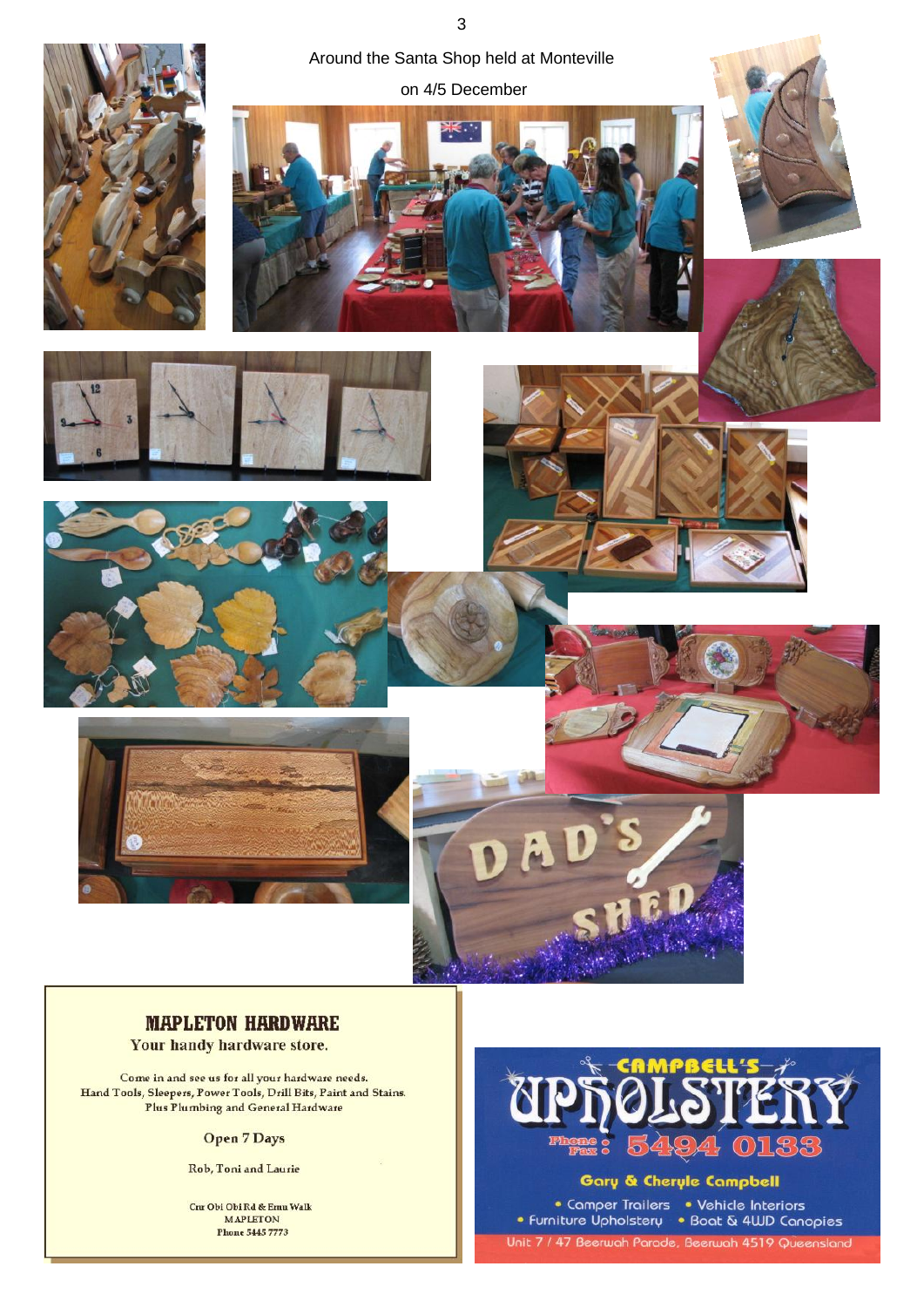Around the Santa Shop held at Monteville

on 4/5 December

**MAPLETON HARDWARE**

Your handy hardware store.

Come in and see us for all your hardware needs.
Hand Tools, Sleepers, Power Tools, Drill Bits, Paint and Stains.
Plus Plumbing and General Hardware

Open 7 Days

Rob, Toni and Laurie

Cnr Obi Obi Rd & Emu Walk
MAPLETON
Phone 5445 7773

**CAMPBELL'S UPHOLSTERY**

Phone : Fax : 5494 0133

Gary & Cheryle Campbell

- Camper Trailers
- Vehicle Interiors
- Furniture Upholstery
- Boat & 4WD Canopies

Unit 7 / 47 Beerwah Parade, Beerwah 4519 Queensland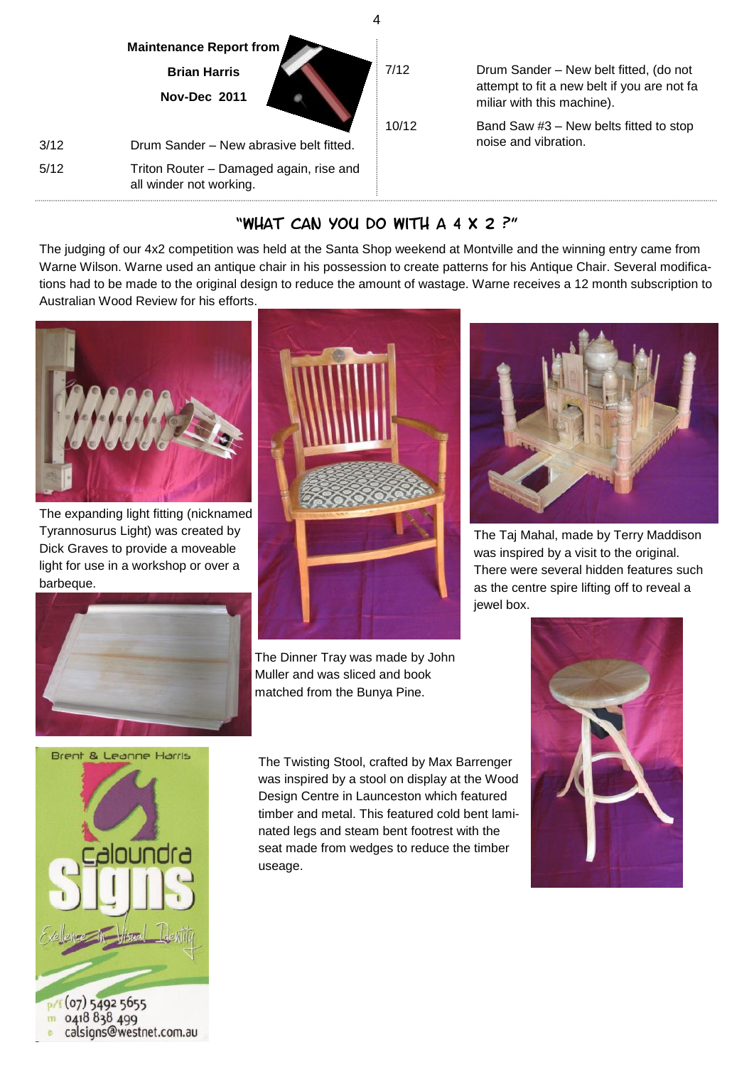**Maintenance Report from**

**Brian Harris**

**Nov-Dec 2011**

| | |
|---|---|
| 3/12 | Drum Sander – New abrasive belt fitted. |
| 5/12 | Triton Router – Damaged again, rise and all winder not working. |
| 7/12 | Drum Sander – New belt fitted, (do not attempt to fit a new belt if you are not familiar with this machine). |
| 10/12 | Band Saw #3 – New belts fitted to stop noise and vibration. |

## "WHAT CAN YOU DO WITH A 4 X 2 ?"

The judging of our 4x2 competition was held at the Santa Shop weekend at Montville and the winning entry came from Warne Wilson. Warne used an antique chair in his possession to create patterns for his Antique Chair. Several modifications had to be made to the original design to reduce the amount of wastage. Warne receives a 12 month subscription to Australian Wood Review for his efforts.

The expanding light fitting (nicknamed Tyrannosurus Light) was created by Dick Graves to provide a moveable light for use in a workshop or over a barbeque.

The Taj Mahal, made by Terry Maddison was inspired by a visit to the original. There were several hidden features such as the centre spire lifting off to reveal a jewel box.

The Dinner Tray was made by John Muller and was sliced and book matched from the Bunya Pine.

The Twisting Stool, crafted by Max Barrenger was inspired by a stool on display at the Wood Design Centre in Launceston which featured timber and metal. This featured cold bent laminated legs and steam bent footrest with the seat made from wedges to reduce the timber useage.

Brent & Leanne Harris

Caloundra Signs

Excellence in Visual Identity

p/f (07) 5492 5655
m 0418 838 499
e calsigns@westnet.com.au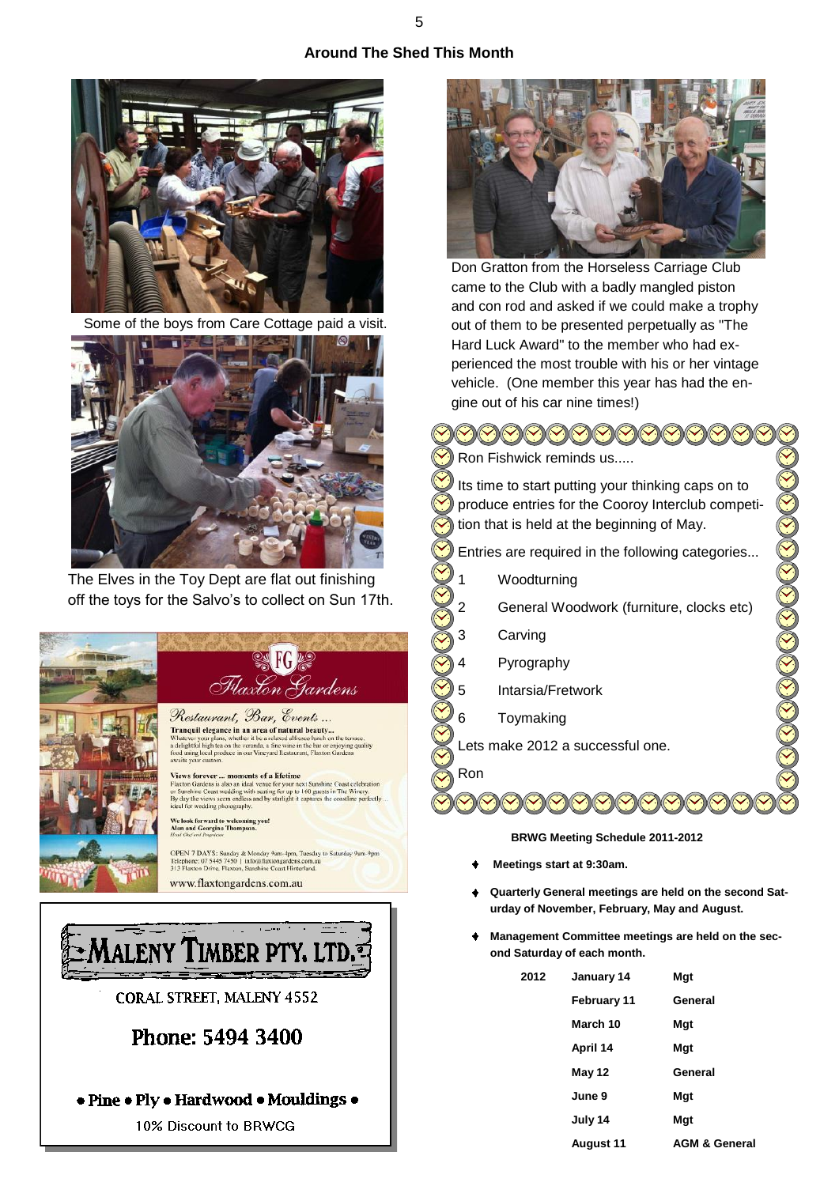## Around The Shed This Month

Some of the boys from Care Cottage paid a visit.

The Elves in the Toy Dept are flat out finishing off the toys for the Salvo's to collect on Sun 17th.

Don Gratton from the Horseless Carriage Club came to the Club with a badly mangled piston and con rod and asked if we could make a trophy out of them to be presented perpetually as "The Hard Luck Award" to the member who had experienced the most trouble with his or her vintage vehicle. (One member this year has had the engine out of his car nine times!)

Ron Fishwick reminds us.....

Its time to start putting your thinking caps on to produce entries for the Cooroy Interclub competition that is held at the beginning of May.

Entries are required in the following categories...

1. Woodturning
2. General Woodwork (furniture, clocks etc)
3. Carving
4. Pyrography
5. Intarsia/Fretwork
6. Toymaking

Lets make 2012 a successful one.

Ron

**FG Flaxton Gardens**

*Restaurant, Bar, Events ...*

**Tranquil elegance in an area of natural beauty...**
Whatever your plans, whether it be a relaxed alfresco lunch on the terrace, a delightful high tea on the veranda, a fine wine in the bar or enjoying quality food using local produce in our Vineyard Restaurant, Flaxton Gardens awaits your custom.

**Views forever ... moments of a lifetime**
Flaxton Gardens is also an ideal venue for your next Sunshine Coast celebration or Sunshine Coast wedding with seating for up to 160 guests in The Winery. By day the views seem endless and by starlight it captures the coastline perfectly ... ideal for wedding photography.

**We look forward to welcoming you!**
**Alan and Georgina Thompson.**
*Head Chef and Proprietor*

OPEN 7 DAYS: Sunday & Monday 9am-4pm, Tuesday to Saturday 9am-9pm
Telephone: 07 5445 7450 | info@flaxtongardens.com.au
313 Flaxton Drive, Flaxton, Sunshine Coast Hinterland.

www.flaxtongardens.com.au

**MALENY TIMBER PTY. LTD.**

CORAL STREET, MALENY 4552

Phone: 5494 3400

• Pine • Ply • Hardwood • Mouldings •

10% Discount to BRWCG

**BRWG Meeting Schedule 2011-2012**

- **Meetings start at 9:30am.**
- **Quarterly General meetings are held on the second Saturday of November, February, May and August.**
- **Management Committee meetings are held on the second Saturday of each month.**

| | | |
|---|---|---|
| **2012** | **January 14** | **Mgt** |
| | **February 11** | **General** |
| | **March 10** | **Mgt** |
| | **April 14** | **Mgt** |
| | **May 12** | **General** |
| | **June 9** | **Mgt** |
| | **July 14** | **Mgt** |
| | **August 11** | **AGM & General** |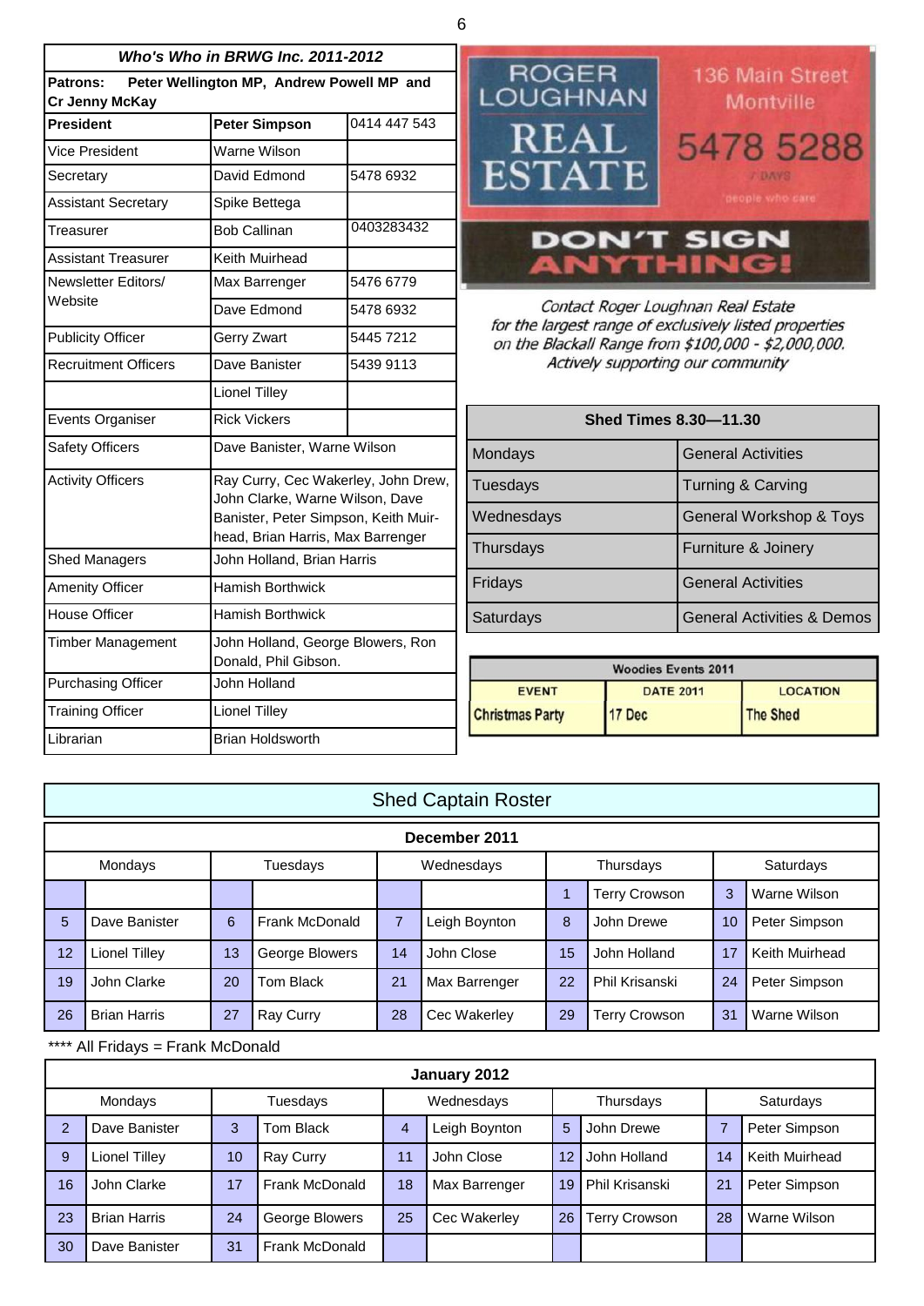| **_Who's Who in BRWG Inc. 2011-2012_** | | |
|---|---|---|
| **Patrons: Peter Wellington MP, Andrew Powell MP and Cr Jenny McKay** | | |
| **President** | **Peter Simpson** | 0414 447 543 |
| Vice President | Warne Wilson | |
| Secretary | David Edmond | 5478 6932 |
| Assistant Secretary | Spike Bettega | |
| Treasurer | Bob Callinan | 0403283432 |
| Assistant Treasurer | Keith Muirhead | |
| Newsletter Editors/ Website | Max Barrenger | 5476 6779 |
| | Dave Edmond | 5478 6932 |
| Publicity Officer | Gerry Zwart | 5445 7212 |
| Recruitment Officers | Dave Banister | 5439 9113 |
| | Lionel Tilley | |
| Events Organiser | Rick Vickers | |
| Safety Officers | Dave Banister, Warne Wilson | |
| Activity Officers | Ray Curry, Cec Wakerley, John Drew, John Clarke, Warne Wilson, Dave Banister, Peter Simpson, Keith Muirhead, Brian Harris, Max Barrenger | |
| Shed Managers | John Holland, Brian Harris | |
| Amenity Officer | Hamish Borthwick | |
| House Officer | Hamish Borthwick | |
| Timber Management | John Holland, George Blowers, Ron Donald, Phil Gibson. | |
| Purchasing Officer | John Holland | |
| Training Officer | Lionel Tilley | |
| Librarian | Brian Holdsworth | |

ROGER LOUGHNAN REAL ESTATE
136 Main Street Montville
5478 5288
7 DAYS
people who care
DON'T SIGN ANYTHING!

*Contact Roger Loughnan Real Estate for the largest range of exclusively listed properties on the Blackall Range from $100,000 - $2,000,000. Actively supporting our community*

| **Shed Times 8.30—11.30** | |
|---|---|
| Mondays | General Activities |
| Tuesdays | Turning & Carving |
| Wednesdays | General Workshop & Toys |
| Thursdays | Furniture & Joinery |
| Fridays | General Activities |
| Saturdays | General Activities & Demos |

| **Woodies Events 2011** | | |
|---|---|---|
| **EVENT** | **DATE 2011** | **LOCATION** |
| Christmas Party | 17 Dec | The Shed |

## Shed Captain Roster

| **December 2011** | | | | | | | | | |
|---|---|---|---|---|---|---|---|---|---|
| Mondays | | Tuesdays | | Wednesdays | | Thursdays | | Saturdays | |
| | | | | | | 1 | Terry Crowson | 3 | Warne Wilson |
| 5 | Dave Banister | 6 | Frank McDonald | 7 | Leigh Boynton | 8 | John Drewe | 10 | Peter Simpson |
| 12 | Lionel Tilley | 13 | George Blowers | 14 | John Close | 15 | John Holland | 17 | Keith Muirhead |
| 19 | John Clarke | 20 | Tom Black | 21 | Max Barrenger | 22 | Phil Krisanski | 24 | Peter Simpson |
| 26 | Brian Harris | 27 | Ray Curry | 28 | Cec Wakerley | 29 | Terry Crowson | 31 | Warne Wilson |

**** All Fridays = Frank McDonald

| **January 2012** | | | | | | | | | |
|---|---|---|---|---|---|---|---|---|---|
| Mondays | | Tuesdays | | Wednesdays | | Thursdays | | Saturdays | |
| 2 | Dave Banister | 3 | Tom Black | 4 | Leigh Boynton | 5 | John Drewe | 7 | Peter Simpson |
| 9 | Lionel Tilley | 10 | Ray Curry | 11 | John Close | 12 | John Holland | 14 | Keith Muirhead |
| 16 | John Clarke | 17 | Frank McDonald | 18 | Max Barrenger | 19 | Phil Krisanski | 21 | Peter Simpson |
| 23 | Brian Harris | 24 | George Blowers | 25 | Cec Wakerley | 26 | Terry Crowson | 28 | Warne Wilson |
| 30 | Dave Banister | 31 | Frank McDonald | | | | | | |